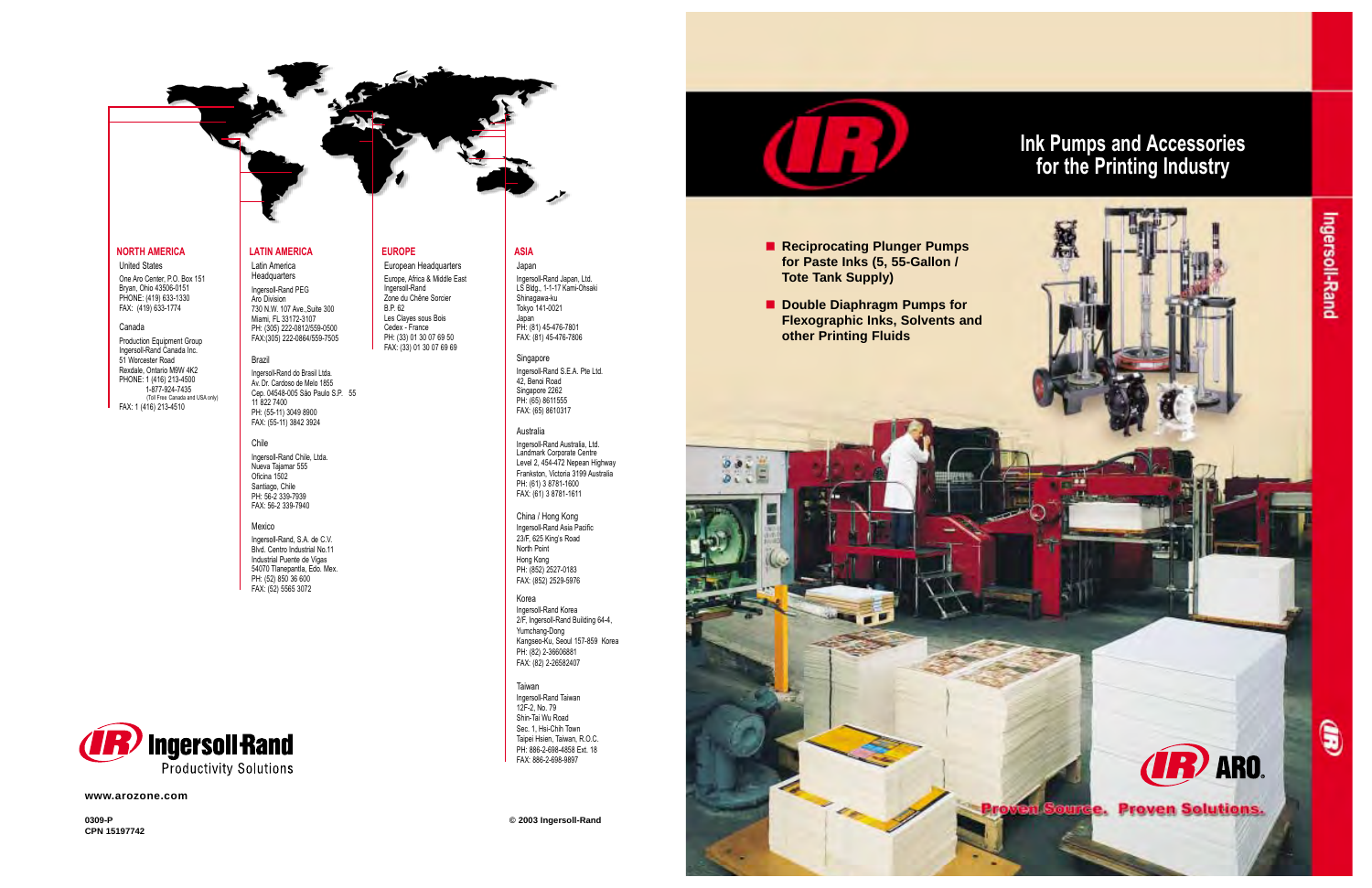# Ink Pumps and Accessories for the Printing Industry

- **Reciprocating Plunger Pumps for Paste Inks (5, 55-Gallon / Tote Tank Supply)**
- **Double Diaphragm Pumps for Flexographic Inks, Solvents and other Printing Fluids**

ARO.

**Proven Source. Proven Solutions.**

Ingersoll-Rand

---

## NORTH AMERICA

United States

One Aro Center, P.O. Box 151
Bryan, Ohio 43506-0151
PHONE: (419) 633-1330
FAX: (419) 633-1774

Canada

Production Equipment Group
Ingersoll-Rand Canada Inc.
51 Worcester Road
Rexdale, Ontario M9W 4K2
PHONE: 1 (416) 213-4500
1-877-924-7435
(Toll Free: Canada and USA only)
FAX: 1 (416) 213-4510

## LATIN AMERICA

Latin America Headquarters

Ingersoll-Rand PEG
Aro Division
730 N.W. 107 Ave.,Suite 300
Miami, FL 33172-3107
PH: (305) 222-0812/559-0500
FAX:(305) 222-0864/559-7505

Brazil

Ingersoll-Rand do Brasil Ltda.
Av. Dr. Cardoso de Melo 1855
Cep. 04548-005 São Paulo S.P. 55
11 822 7400
PH: (55-11) 3049 8900
FAX: (55-11) 3842 3924

Chile

Ingersoll-Rand Chile, Ltda.
Nueva Tajamar 555
Oficina 1502
Santiago, Chile
PH: 56-2 339-7939
FAX: 56-2 339-7940

Mexico

Ingersoll-Rand, S.A. de C.V.
Blvd. Centro Industrial No.11
Industrial Puente de Vigas
54070 Tlanepantla, Edo. Mex.
PH: (52) 850 36 600
FAX: (52) 5565 3072

## EUROPE

European Headquarters

Europe, Africa & Middle East
Ingersoll-Rand
Zone du Chêne Sorcier
B.P. 62
Les Clayes sous Bois
Cedex - France
PH: (33) 01 30 07 69 50
FAX: (33) 01 30 07 69 69

## ASIA

Japan

Ingersoll-Rand Japan, Ltd.
LS Bldg., 1-1-17 Kami-Ohsaki
Shinagawa-ku
Tokyo 141-0021
Japan
PH: (81) 45-476-7801
FAX: (81) 45-476-7806

Singapore

Ingersoll-Rand S.E.A. Pte Ltd.
42, Benoi Road
Singapore 2262
PH: (65) 8611555
FAX: (65) 8610317

Australia

Ingersoll-Rand Australia, Ltd.
Landmark Corporate Centre
Level 2, 454-472 Nepean Highway
Frankston, Victoria 3199 Australia
PH: (61) 3 8781-1600
FAX: (61) 3 8781-1611

China / Hong Kong

Ingersoll-Rand Asia Pacific
23/F, 625 King's Road
North Point
Hong Kong
PH: (852) 2527-0183
FAX: (852) 2529-5976

Korea

Ingersoll-Rand Korea
2/F, Ingersoll-Rand Building 64-4,
Yumchang-Dong
Kangseo-Ku, Seoul 157-859 Korea
PH: (82) 2-36606881
FAX: (82) 2-26582407

Taiwan

Ingersoll-Rand Taiwan
12F-2, No. 79
Shin-Tai Wu Road
Sec. 1, Hsi-Chih Town
Taipei Hsien, Taiwan, R.O.C.
PH: 886-2-698-4858 Ext. 18
FAX: 886-2-698-9897

---

Ingersoll-Rand
Productivity Solutions

**www.arozone.com**

**0309-P**
**CPN 15197742**

**© 2003 Ingersoll-Rand**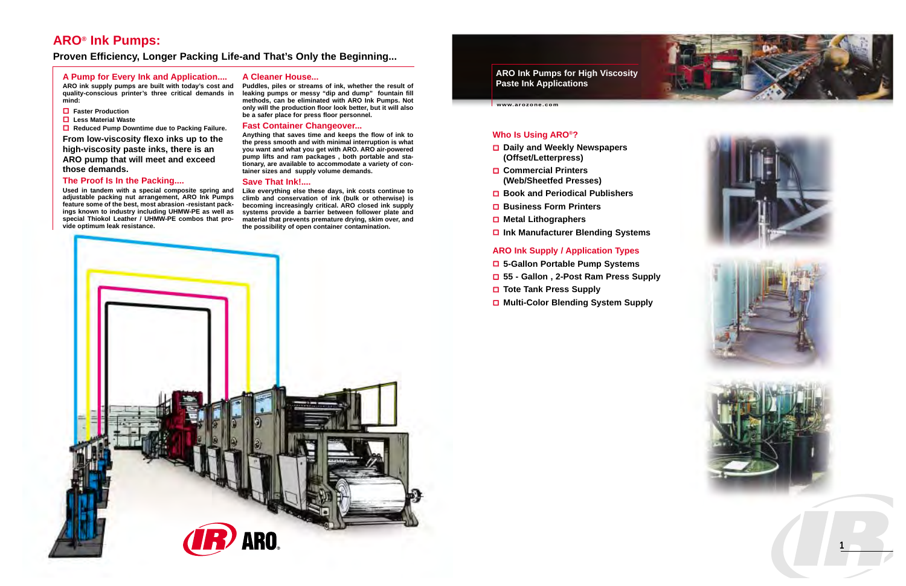# ARO® Ink Pumps:

## Proven Efficiency, Longer Packing Life-and That's Only the Beginning...

### A Pump for Every Ink and Application....

ARO ink supply pumps are built with today's cost and quality-conscious printer's three critical demands in mind:

- Faster Production
- Less Material Waste
- Reduced Pump Downtime due to Packing Failure.

**From low-viscosity flexo inks up to the high-viscosity paste inks, there is an ARO pump that will meet and exceed those demands.**

### The Proof Is In the Packing....

Used in tandem with a special composite spring and adjustable packing nut arrangement, ARO Ink Pumps feature some of the best, most abrasion -resistant packings known to industry including UHMW-PE as well as special Thiokol Leather / UHMW-PE combos that provide optimum leak resistance.

### A Cleaner House...

Puddles, piles or streams of ink, whether the result of leaking pumps or messy "dip and dump" fountain fill methods, can be eliminated with ARO Ink Pumps. Not only will the production floor look better, but it will also be a safer place for press floor personnel.

### Fast Container Changeover...

Anything that saves time and keeps the flow of ink to the press smooth and with minimal interruption is what you want and what you get with ARO. ARO air-powered pump lifts and ram packages , both portable and stationary, are available to accommodate a variety of container sizes and supply volume demands.

### Save That Ink!....

Like everything else these days, ink costs continue to climb and conservation of ink (bulk or otherwise) is becoming increasingly critical. ARO closed ink supply systems provide a barrier between follower plate and material that prevents premature drying, skim over, and the possibility of open container contamination.

**ARO Ink Pumps for High Viscosity Paste Ink Applications**

www.arozone.com

### Who Is Using ARO®?

- Daily and Weekly Newspapers (Offset/Letterpress)
- Commercial Printers (Web/Sheetfed Presses)
- Book and Periodical Publishers
- Business Form Printers
- Metal Lithographers
- Ink Manufacturer Blending Systems

### ARO Ink Supply / Application Types

- 5-Gallon Portable Pump Systems
- 55 - Gallon , 2-Post Ram Press Supply
- Tote Tank Press Supply
- Multi-Color Blending System Supply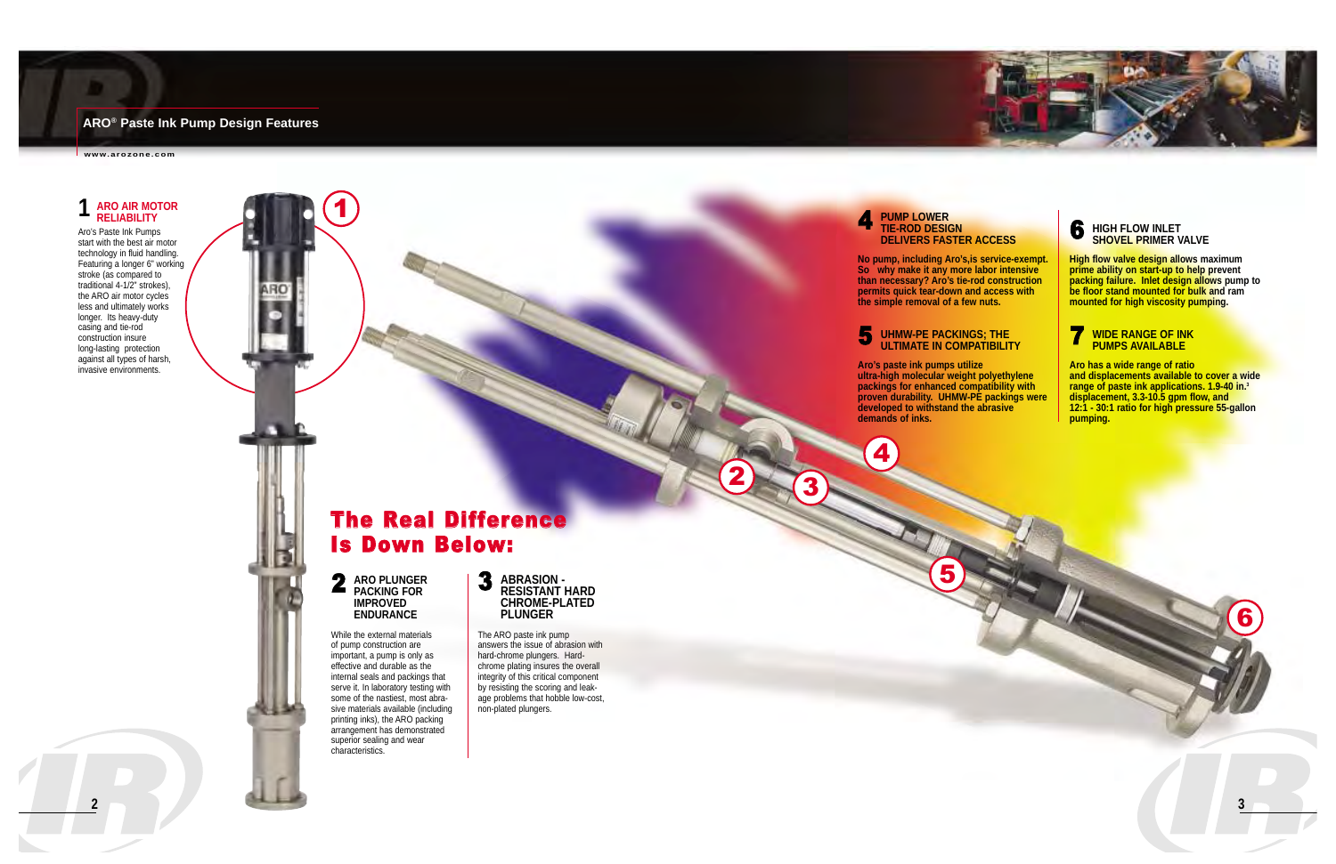# ARO® Paste Ink Pump Design Features

www.arozone.com

## 1 ARO AIR MOTOR RELIABILITY

Aro's Paste Ink Pumps start with the best air motor technology in fluid handling. Featuring a longer 6" working stroke (as compared to traditional 4-1/2" strokes), the ARO air motor cycles less and ultimately works longer. Its heavy-duty casing and tie-rod construction insure long-lasting protection against all types of harsh, invasive environments.

## The Real Difference Is Down Below:

### 2 ARO PLUNGER PACKING FOR IMPROVED ENDURANCE

While the external materials of pump construction are important, a pump is only as effective and durable as the internal seals and packings that serve it. In laboratory testing with some of the nastiest, most abrasive materials available (including printing inks), the ARO packing arrangement has demonstrated superior sealing and wear characteristics.

### 3 ABRASION - RESISTANT HARD CHROME-PLATED PLUNGER

The ARO paste ink pump answers the issue of abrasion with hard-chrome plungers. Hard-chrome plating insures the overall integrity of this critical component by resisting the scoring and leakage problems that hobble low-cost, non-plated plungers.

### 4 PUMP LOWER TIE-ROD DESIGN DELIVERS FASTER ACCESS

**No pump, including Aro's,is service-exempt. So why make it any more labor intensive than necessary? Aro's tie-rod construction permits quick tear-down and access with the simple removal of a few nuts.**

### 5 UHMW-PE PACKINGS; THE ULTIMATE IN COMPATIBILITY

**Aro's paste ink pumps utilize ultra-high molecular weight polyethylene packings for enhanced compatibility with proven durability. UHMW-PE packings were developed to withstand the abrasive demands of inks.**

### 6 HIGH FLOW INLET SHOVEL PRIMER VALVE

**High flow valve design allows maximum prime ability on start-up to help prevent packing failure. Inlet design allows pump to be floor stand mounted for bulk and ram mounted for high viscosity pumping.**

### 7 WIDE RANGE OF INK PUMPS AVAILABLE

**Aro has a wide range of ratio and displacements available to cover a wide range of paste ink applications. 1.9-40 in.$^3$ displacement, 3.3-10.5 gpm flow, and 12:1 - 30:1 ratio for high pressure 55-gallon pumping.**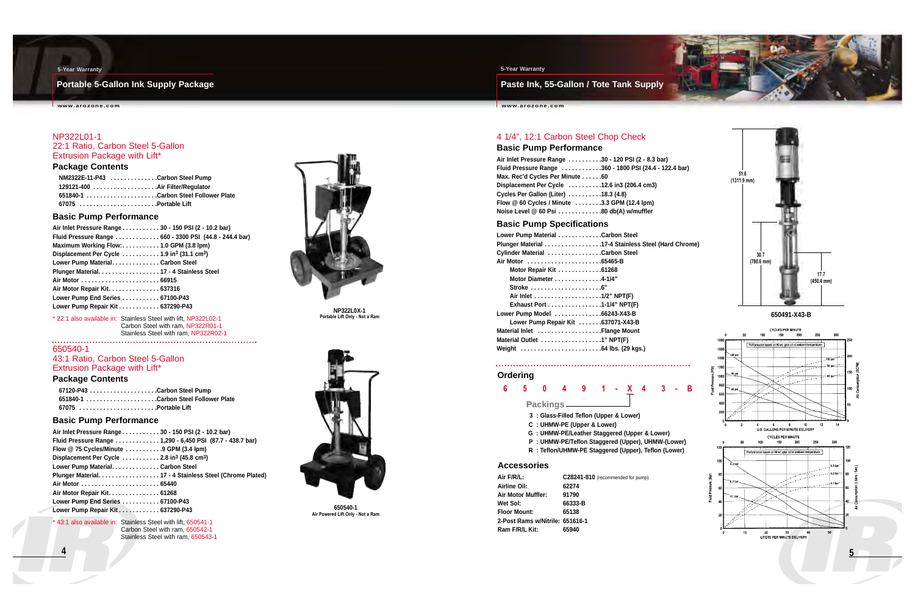5-Year Warranty

## Portable 5-Gallon Ink Supply Package

### NP322L01-1
### 22:1 Ratio, Carbon Steel 5-Gallon Extrusion Package with Lift*

#### Package Contents

- NM2322E-11-P43 .............. Carbon Steel Pump
- 129121-400 .................... Air Filter/Regulator
- 651840-1 ...................... Carbon Steel Follower Plate
- 67075 ......................... Portable Lift

#### Basic Pump Performance

- Air Inlet Pressure Range ........... 30 - 150 PSI (2 - 10.2 bar)
- Fluid Pressure Range ............. 660 - 3300 PSI (44.8 - 244.4 bar)
- Maximum Working Flow: ............ 1.0 GPM (3.8 lpm)
- Displacement Per Cycle ........... 1.9 in$^3$ (31.1 cm$^3$)
- Lower Pump Material.............. Carbon Steel
- Plunger Material................... 17 - 4 Stainless Steel
- Air Motor ........................ 66915
- Air Motor Repair Kit............... 637316
- Lower Pump End Series ........... 67100-P43
- Lower Pump Repair Kit ............ 637290-P43

\* 22:1 also available in: Stainless Steel with lift, NP322L02-1
Carbon Steel with ram, NP322R01-1
Stainless Steel with ram, NP322R02-1

NP322L0X-1
Portable Lift Only - Not a Ram

### 650540-1
### 43:1 Ratio, Carbon Steel 5-Gallon Extrusion Package with Lift*

#### Package Contents

- 67120-P43 ..................... Carbon Steel Pump
- 651840-1 ...................... Carbon Steel Follower Plate
- 67075 ......................... Portable Lift

#### Basic Pump Performance

- Air Inlet Pressure Range ........... 30 - 150 PSI (2 - 10.2 bar)
- Fluid Pressure Range ............. 1,290 - 6,450 PSI (87.7 - 438.7 bar)
- Flow @ 75 Cycles/Minute ........... .9 GPM (3.4 lpm)
- Displacement Per Cycle ........... 2.8 in$^3$ (45.8 cm$^3$)
- Lower Pump Material.............. Carbon Steel
- Plunger Material................... 17 - 4 Stainless Steel (Chrome Plated)
- Air Motor ........................ 65440
- Air Motor Repair Kit............... 61268
- Lower Pump End Series ........... 67100-P43
- Lower Pump Repair Kit ............ 637290-P43

\* 43:1 also available in: Stainless Steel with lift, 650541-1
Carbon Steel with ram, 650542-1
Stainless Steel with ram, 650543-1

650540-1
Air Powered Lift Only - Not a Ram

5-Year Warranty

## Paste Ink, 55-Gallon / Tote Tank Supply

### 4 1/4", 12:1 Carbon Steel Chop Check

#### Basic Pump Performance

- Air Inlet Pressure Range .......... 30 - 120 PSI (2 - 8.3 bar)
- Fluid Pressure Range ............ 360 - 1800 PSI (24.4 - 122.4 bar)
- Max. Rec'd Cycles Per Minute ...... 60
- Displacement Per Cycle .......... 12.6 in3 (206.4 cm3)
- Cycles Per Gallon (Liter) .......... 18.3 (4.8)
- Flow @ 60 Cycles / Minute ........ 3.3 GPM (12.4 lpm)
- Noise Level @ 60 Psi ............. 80 db(A) w/muffler

#### Basic Pump Specifications

- Lower Pump Material ............ Carbon Steel
- Plunger Material ................ 17-4 Stainless Steel (Hard Chrome)
- Cylinder Material ............... Carbon Steel
- Air Motor ..................... 65465-B
  - Motor Repair Kit ............ 61268
  - Motor Diameter ............. 4-1/4"
  - Stroke .................... 6"
  - Air Inlet .................. 1/2" NPT(F)
  - Exhaust Port ............... 1-1/4" NPT(F)
- Lower Pump Model ............. 66243-X43-B
  - Lower Pump Repair Kit ....... 637071-X43-B
- Material Inlet .................. Flange Mount
- Material Outlet ................. 1" NPT(F)
- Weight ........................ 64 lbs. (29 kgs.)

51.6 (1311.9 mm)
30.7 (780.6 mm)
17.7 (450.4 mm)

650491-X43-B

#### Ordering

6 5 0 4 9 1 - X 4 3 - B

Packings

- 3 : Glass-Filled Teflon (Upper & Lower)
- C : UHMW-PE (Upper & Lower)
- G : UHMW-PE/Leather Staggered (Upper & Lower)
- P : UHMW-PE/Teflon Staggered (Upper), UHMW-(Lower)
- R : Teflon/UHMW-PE Staggered (Upper), Teflon (Lower)

#### Accessories

| | |
|---|---|
| Air F/R/L: | C28241-810 (recommended for pump) |
| Airline Oil: | 62274 |
| Air Motor Muffler: | 91790 |
| Wet Sol: | 66333-B |
| Floor Mount: | 65138 |
| 2-Post Rams w/Nitrile: | 651616-1 |
| Ram F/R/L Kit: | 65940 |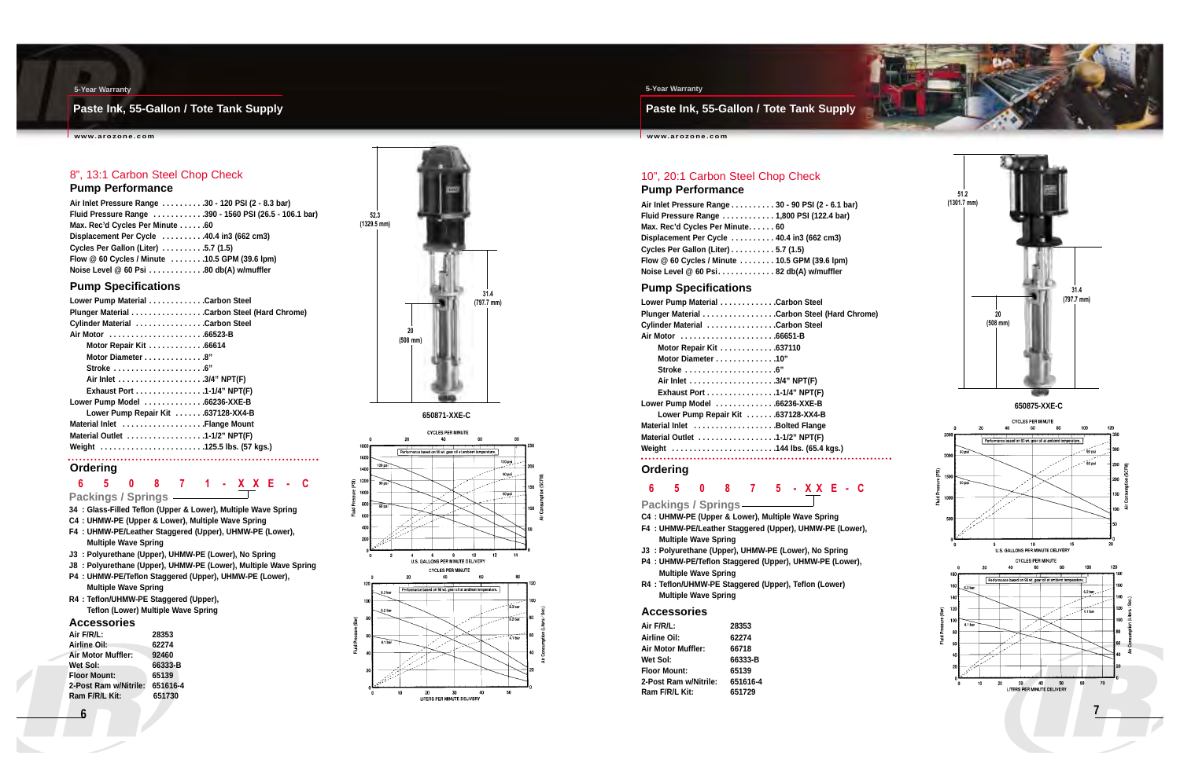## Paste Ink, 55-Gallon / Tote Tank Supply

5-Year Warranty

### 8", 13:1 Carbon Steel Chop Check

#### Pump Performance

- Air Inlet Pressure Range . . . . . . . . . .30 - 120 PSI (2 - 8.3 bar)
- Fluid Pressure Range . . . . . . . . . . . .390 - 1560 PSI (26.5 - 106.1 bar)
- Max. Rec'd Cycles Per Minute . . . . . .60
- Displacement Per Cycle . . . . . . . . . .40.4 in3 (662 cm3)
- Cycles Per Gallon (Liter) . . . . . . . . . .5.7 (1.5)
- Flow @ 60 Cycles / Minute . . . . . . . .10.5 GPM (39.6 lpm)
- Noise Level @ 60 Psi . . . . . . . . . . . . .80 db(A) w/muffler

#### Pump Specifications

- Lower Pump Material . . . . . . . . . . . .Carbon Steel
- Plunger Material . . . . . . . . . . . . . . . .Carbon Steel (Hard Chrome)
- Cylinder Material . . . . . . . . . . . . . . .Carbon Steel
- Air Motor . . . . . . . . . . . . . . . . . . . . .66523-B
  - Motor Repair Kit . . . . . . . . . . . .66614
  - Motor Diameter . . . . . . . . . . . . .8"
  - Stroke . . . . . . . . . . . . . . . . . . . .6"
  - Air Inlet . . . . . . . . . . . . . . . . . . .3/4" NPT(F)
  - Exhaust Port . . . . . . . . . . . . . . .1-1/4" NPT(F)
- Lower Pump Model . . . . . . . . . . . . .66236-XXE-B
  - Lower Pump Repair Kit . . . . . . .637128-XX4-B
- Material Inlet . . . . . . . . . . . . . . . . . .Flange Mount
- Material Outlet . . . . . . . . . . . . . . . . .1-1/2" NPT(F)
- Weight . . . . . . . . . . . . . . . . . . . . . . .125.5 lbs. (57 kgs.)

#### Ordering

6 5 0 8 7 1 - X X E - C

Packings / Springs

- 34 : Glass-Filled Teflon (Upper & Lower), Multiple Wave Spring
- C4 : UHMW-PE (Upper & Lower), Multiple Wave Spring
- F4 : UHMW-PE/Leather Staggered (Upper), UHMW-PE (Lower), Multiple Wave Spring
- J3 : Polyurethane (Upper), UHMW-PE (Lower), No Spring
- J8 : Polyurethane (Upper), UHMW-PE (Lower), Multiple Wave Spring
- P4 : UHMW-PE/Teflon Staggered (Upper), UHMW-PE (Lower), Multiple Wave Spring
- R4 : Teflon/UHMW-PE Staggered (Upper), Teflon (Lower) Multiple Wave Spring

#### Accessories

| | |
|---|---|
| Air F/R/L: | 28353 |
| Airline Oil: | 62274 |
| Air Motor Muffler: | 92460 |
| Wet Sol: | 66333-B |
| Floor Mount: | 65139 |
| 2-Post Ram w/Nitrile: | 651616-4 |
| Ram F/R/L Kit: | 651730 |

52.3 (1329.5 mm) — 31.4 (797.7 mm) — 20 (508 mm)

650871-XXE-C

Performance based on 90 wt. gear oil at ambient temperature.

## Paste Ink, 55-Gallon / Tote Tank Supply

5-Year Warranty

### 10", 20:1 Carbon Steel Chop Check

#### Pump Performance

- Air Inlet Pressure Range . . . . . . . . . .30 - 90 PSI (2 - 6.1 bar)
- Fluid Pressure Range . . . . . . . . . . . .1,800 PSI (122.4 bar)
- Max. Rec'd Cycles Per Minute. . . . . .60
- Displacement Per Cycle . . . . . . . . . .40.4 in3 (662 cm3)
- Cycles Per Gallon (Liter) . . . . . . . . . .5.7 (1.5)
- Flow @ 60 Cycles / Minute . . . . . . . .10.5 GPM (39.6 lpm)
- Noise Level @ 60 Psi. . . . . . . . . . . . .82 db(A) w/muffler

#### Pump Specifications

- Lower Pump Material . . . . . . . . . . . .Carbon Steel
- Plunger Material . . . . . . . . . . . . . . . .Carbon Steel (Hard Chrome)
- Cylinder Material . . . . . . . . . . . . . . .Carbon Steel
- Air Motor . . . . . . . . . . . . . . . . . . . . .66651-B
  - Motor Repair Kit . . . . . . . . . . . .637110
  - Motor Diameter . . . . . . . . . . . . .10"
  - Stroke . . . . . . . . . . . . . . . . . . . .6"
  - Air Inlet . . . . . . . . . . . . . . . . . . .3/4" NPT(F)
  - Exhaust Port . . . . . . . . . . . . . . .1-1/4" NPT(F)
- Lower Pump Model . . . . . . . . . . . . .66236-XXE-B
  - Lower Pump Repair Kit . . . . . . .637128-XX4-B
- Material Inlet . . . . . . . . . . . . . . . . . .Bolted Flange
- Material Outlet . . . . . . . . . . . . . . . . .1-1/2" NPT(F)
- Weight . . . . . . . . . . . . . . . . . . . . . . .144 lbs. (65.4 kgs.)

#### Ordering

6 5 0 8 7 5 - X X E - C

Packings / Springs

- C4 : UHMW-PE (Upper & Lower), Multiple Wave Spring
- F4 : UHMW-PE/Leather Staggered (Upper), UHMW-PE (Lower), Multiple Wave Spring
- J3 : Polyurethane (Upper), UHMW-PE (Lower), No Spring
- P4 : UHMW-PE/Teflon Staggered (Upper), UHMW-PE (Lower), Multiple Wave Spring
- R4 : Teflon/UHMW-PE Staggered (Upper), Teflon (Lower) Multiple Wave Spring

#### Accessories

| | |
|---|---|
| Air F/R/L: | 28353 |
| Airline Oil: | 62274 |
| Air Motor Muffler: | 66718 |
| Wet Sol: | 66333-B |
| Floor Mount: | 65139 |
| 2-Post Ram w/Nitrile: | 651616-4 |
| Ram F/R/L Kit: | 651729 |

51.2 (1301.7 mm) — 31.4 (797.7 mm) — 20 (508 mm)

650875-XXE-C

Performance based on 90 wt. gear oil at ambient temperature.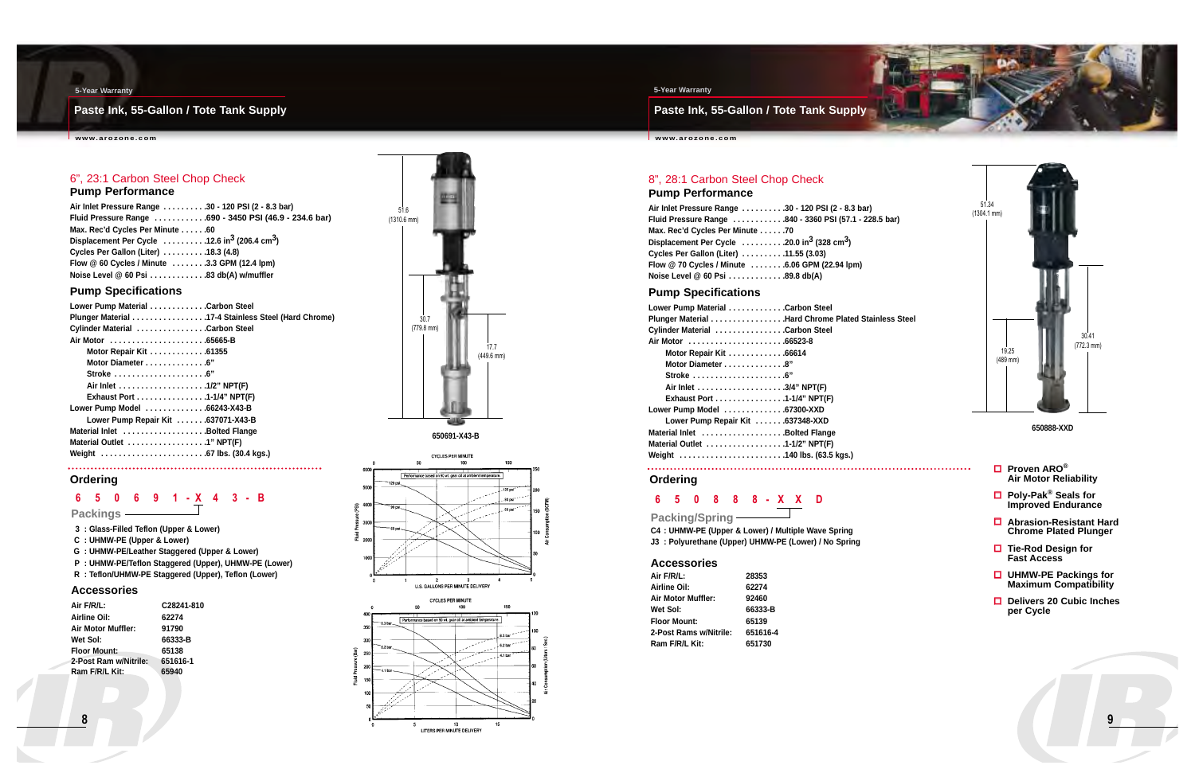# 6", 23:1 Carbon Steel Chop Check

## Pump Performance

**Air Inlet Pressure Range** .........30 - 120 PSI (2 - 8.3 bar)
**Fluid Pressure Range** ...........690 - 3450 PSI (46.9 - 234.6 bar)
**Max. Rec'd Cycles Per Minute** ......60
**Displacement Per Cycle** .........12.6 in$^3$ (206.4 cm$^3$)
**Cycles Per Gallon (Liter)** .........18.3 (4.8)
**Flow @ 60 Cycles / Minute** ........3.3 GPM (12.4 lpm)
**Noise Level @ 60 Psi** ............83 db(A) w/muffler

## Pump Specifications

**Lower Pump Material** ............Carbon Steel
**Plunger Material** ................17-4 Stainless Steel (Hard Chrome)
**Cylinder Material** ...............Carbon Steel
**Air Motor** .....................65665-B
- **Motor Repair Kit** ............61355
- **Motor Diameter** .............6"
- **Stroke** ....................6"
- **Air Inlet** ...................1/2" NPT(F)
- **Exhaust Port** ...............1-1/4" NPT(F)

**Lower Pump Model** .............66243-X43-B
- **Lower Pump Repair Kit** .......637071-X43-B

**Material Inlet** ..................Bolted Flange
**Material Outlet** .................1" NPT(F)
**Weight** ........................67 lbs. (30.4 kgs.)

51.6 (1310.6 mm) | 30.7 (779.8 mm) | 17.7 (449.6 mm)

650691-X43-B

## Ordering

**6 5 0 6 9 1 - X 4 3 - B**

Packings

- **3** : Glass-Filled Teflon (Upper & Lower)
- **C** : UHMW-PE (Upper & Lower)
- **G** : UHMW-PE/Leather Staggered (Upper & Lower)
- **P** : UHMW-PE/Teflon Staggered (Upper), UHMW-PE (Lower)
- **R** : Teflon/UHMW-PE Staggered (Upper), Teflon (Lower)

## Accessories

| | |
|---|---|
| Air F/R/L: | C28241-810 |
| Airline Oil: | 62274 |
| Air Motor Muffler: | 91790 |
| Wet Sol: | 66333-B |
| Floor Mount: | 65138 |
| 2-Post Ram w/Nitrile: | 651616-1 |
| Ram F/R/L Kit: | 65940 |

# 8", 28:1 Carbon Steel Chop Check

## Pump Performance

**Air Inlet Pressure Range** .........30 - 120 PSI (2 - 8.3 bar)
**Fluid Pressure Range** ...........840 - 3360 PSI (57.1 - 228.5 bar)
**Max. Rec'd Cycles Per Minute** ......70
**Displacement Per Cycle** .........20.0 in$^3$ (328 cm$^3$)
**Cycles Per Gallon (Liter)** .........11.55 (3.03)
**Flow @ 70 Cycles / Minute** ........6.06 GPM (22.94 lpm)
**Noise Level @ 60 Psi** ............89.8 db(A)

## Pump Specifications

**Lower Pump Material** ............Carbon Steel
**Plunger Material** ................Hard Chrome Plated Stainless Steel
**Cylinder Material** ...............Carbon Steel
**Air Motor** .....................66523-8
- **Motor Repair Kit** ............66614
- **Motor Diameter** .............8"
- **Stroke** ....................6"
- **Air Inlet** ...................3/4" NPT(F)
- **Exhaust Port** ...............1-1/4" NPT(F)

**Lower Pump Model** .............67300-XXD
- **Lower Pump Repair Kit** .......637348-XXD

**Material Inlet** ..................Bolted Flange
**Material Outlet** .................1-1/2" NPT(F)
**Weight** ........................140 lbs. (63.5 kgs.)

51.34 (1304.1 mm) | 19.25 (489 mm) | 30.41 (772.3 mm)

650888-XXD

## Ordering

**6 5 0 8 8 8 - X X D**

Packing/Spring

- **C4** : UHMW-PE (Upper) / UHMW-PE (Lower) / Multiple Wave Spring
- **J3** : Polyurethane (Upper) UHMW-PE (Lower) / No Spring

## Accessories

| | |
|---|---|
| Air F/R/L: | 28353 |
| Airline Oil: | 62274 |
| Air Motor Muffler: | 92460 |
| Wet Sol: | 66333-B |
| Floor Mount: | 65139 |
| 2-Post Rams w/Nitrile: | 651616-4 |
| Ram F/R/L Kit: | 651730 |

- **Proven ARO® Air Motor Reliability**
- **Poly-Pak® Seals for Improved Endurance**
- **Abrasion-Resistant Hard Chrome Plated Plunger**
- **Tie-Rod Design for Fast Access**
- **UHMW-PE Packings for Maximum Compatibility**
- **Delivers 20 Cubic Inches per Cycle**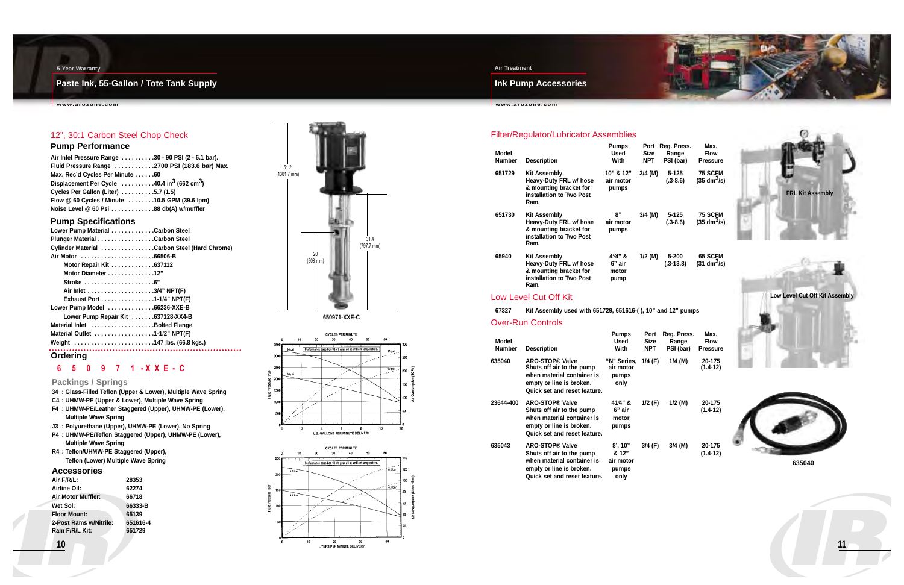5-Year Warranty

# Paste Ink, 55-Gallon / Tote Tank Supply

## 12", 30:1 Carbon Steel Chop Check

### Pump Performance

**Air Inlet Pressure Range** . . . . . . . . . .30 - 90 PSI (2 - 6.1 bar).
**Fluid Pressure Range** . . . . . . . . . . .2700 PSI (183.6 bar) Max.
**Max. Rec'd Cycles Per Minute** . . . . . .60
**Displacement Per Cycle** . . . . . . . . .40.4 $in^3$ (662 $cm^3$)
**Cycles Per Gallon (Liter)** . . . . . . . . .5.7 (1.5)
**Flow @ 60 Cycles / Minute** . . . . . . . .10.5 GPM (39.6 lpm)
**Noise Level @ 60 Psi** . . . . . . . . . . . .88 db(A) w/muffler

### Pump Specifications

**Lower Pump Material** . . . . . . . . . . . .Carbon Steel
**Plunger Material** . . . . . . . . . . . . . . . .Carbon Steel
**Cylinder Material** . . . . . . . . . . . . . . .Carbon Steel (Hard Chrome)
**Air Motor** . . . . . . . . . . . . . . . . . . . . .66506-B
- Motor Repair Kit . . . . . . . . . . . .637112
- Motor Diameter . . . . . . . . . . . . .12"
- Stroke . . . . . . . . . . . . . . . . . . . .6"
- Air Inlet . . . . . . . . . . . . . . . . . . .3/4" NPT(F)
- Exhaust Port . . . . . . . . . . . . . . .1-1/4" NPT(F)

**Lower Pump Model** . . . . . . . . . . . . .66236-XXE-B
- Lower Pump Repair Kit . . . . . . .637128-XX4-B

**Material Inlet** . . . . . . . . . . . . . . . . . .Bolted Flange
**Material Outlet** . . . . . . . . . . . . . . . . .1-1/2" NPT(F)
**Weight** . . . . . . . . . . . . . . . . . . . . . . .147 lbs. (66.8 kgs.)

51.2 (1301.7 mm)
31.4 (797.7 mm)
20 (508 mm)

650971-XXE-C

### Ordering

6 5 0 9 7 1 - X X E - C

**Packings / Springs**

- **34** : Glass-Filled Teflon (Upper & Lower), Multiple Wave Spring
- **C4** : UHMW-PE (Upper & Lower), Multiple Wave Spring
- **F4** : UHMW-PE/Leather Staggered (Upper), UHMW-PE (Lower), Multiple Wave Spring
- **J3** : Polyurethane (Upper), UHMW-PE (Lower), No Spring
- **P4** : UHMW-PE/Teflon Staggered (Upper), UHMW-PE (Lower), Multiple Wave Spring
- **R4** : Teflon/UHMW-PE Staggered (Upper), Teflon (Lower) Multiple Wave Spring

### Accessories

| | |
|---|---|
| Air F/R/L: | 28353 |
| Airline Oil: | 62274 |
| Air Motor Muffler: | 66718 |
| Wet Sol: | 66333-B |
| Floor Mount: | 65139 |
| 2-Post Rams w/Nitrile: | 651616-4 |
| Ram F/R/L Kit: | 651729 |

Air Treatment

# Ink Pump Accessories

## Filter/Regulator/Lubricator Assemblies

| Model Number | Description | Pumps Used With | Port Size NPT | Reg. Press. Range PSI (bar) | Max. Flow Pressure |
|---|---|---|---|---|---|
| 651729 | Kit Assembly Heavy-Duty FRL w/ hose & mounting bracket for installation to Two Post Ram. | 10" & 12" air motor pumps | 3/4 (M) | 5-125 (.3-8.6) | 75 SCFM (35 $dm^3/s$) |
| 651730 | Kit Assembly Heavy-Duty FRL w/ hose & mounting bracket for installation to Two Post Ram. | 8" air motor pumps | 3/4 (M) | 5-125 (.3-8.6) | 75 SCFM (35 $dm^3/s$) |
| 65940 | Kit Assembly Heavy-Duty FRL w/ hose & mounting bracket for installation to Two Post Ram. | 4¹⁄₄" & 6" air motor pump | 1/2 (M) | 5-200 (.3-13.8) | 65 SCFM (31 $dm^3/s$) |

FRL Kit Assembly

## Low Level Cut Off Kit

| | |
|---|---|
| 67327 | Kit Assembly used with 651729, 651616-( ), 10" and 12" pumps |

Low Level Cut Off Kit Assembly

## Over-Run Controls

| Model Number | Description | Pumps Used With | Port Size NPT | Reg. Press. Range PSI (bar) | Max. Flow Pressure |
|---|---|---|---|---|---|
| 635040 | ARO-STOP® Valve Shuts off air to the pump when material container is empty or line is broken. Quick set and reset feature. | "N" Series, air motor pumps only | 1/4 (F) | 1/4 (M) | 20-175 (1.4-12) |
| 23644-400 | ARO-STOP® Valve Shuts off air to the pump when material container is empty or line is broken. Quick set and reset feature. | 41/4" & 6" air motor pumps | 1/2 (F) | 1/2 (M) | 20-175 (1.4-12) |
| 635043 | ARO-STOP® Valve Shuts off air to the pump when material container is empty or line is broken. Quick set and reset feature. | 8", 10" & 12" air motor pumps only | 3/4 (F) | 3/4 (M) | 20-175 (1.4-12) |

635040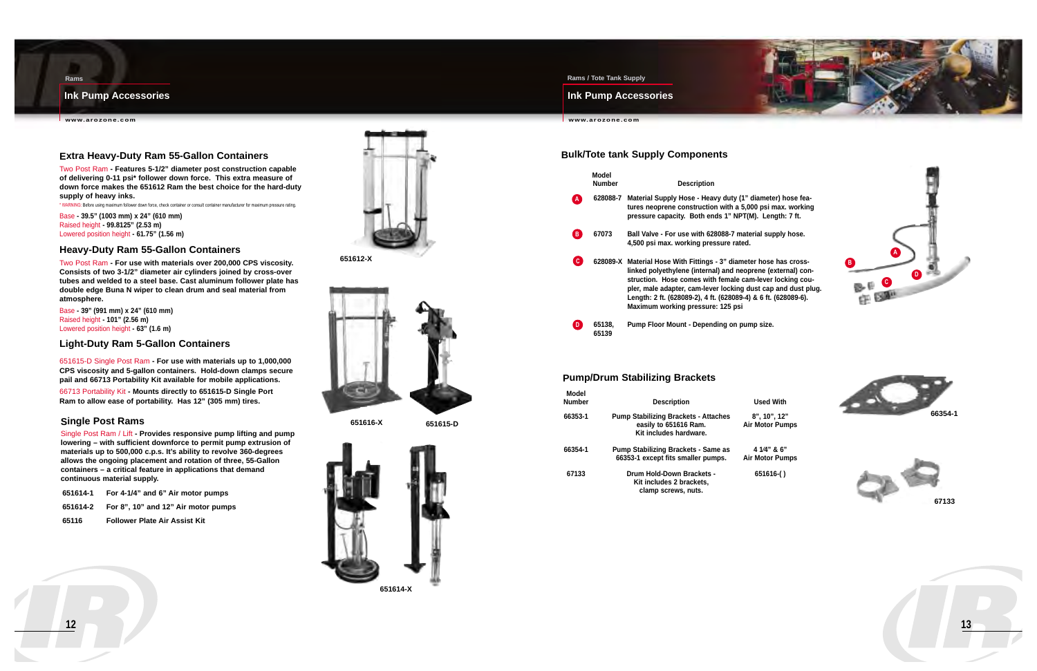## Ink Pump Accessories

### Extra Heavy-Duty Ram 55-Gallon Containers

Two Post Ram **- Features 5-1/2" diameter post construction capable of delivering 0-11 psi* follower down force. This extra measure of down force makes the 651612 Ram the best choice for the hard-duty supply of heavy inks.**

* WARNING: Before using maximum follower down force, check container or consult container manufacturer for maximum pressure rating.

Base **- 39.5" (1003 mm) x 24" (610 mm)**
Raised height **- 99.8125" (2.53 m)**
Lowered position height **- 61.75" (1.56 m)**

651612-X

### Heavy-Duty Ram 55-Gallon Containers

Two Post Ram **- For use with materials over 200,000 CPS viscosity. Consists of two 3-1/2" diameter air cylinders joined by cross-over tubes and welded to a steel base. Cast aluminum follower plate has double edge Buna N wiper to clean drum and seal material from atmosphere.**

Base **- 39" (991 mm) x 24" (610 mm)**
Raised height **- 101" (2.56 m)**
Lowered position height **- 63" (1.6 m)**

### Light-Duty Ram 5-Gallon Containers

651615-D Single Post Ram **- For use with materials up to 1,000,000 CPS viscosity and 5-gallon containers. Hold-down clamps secure pail and 66713 Portability Kit available for mobile applications.**

66713 Portability Kit **- Mounts directly to 651615-D Single Port Ram to allow ease of portability. Has 12" (305 mm) tires.**

651616-X  651615-D

### Single Post Rams

Single Post Ram / Lift **- Provides responsive pump lifting and pump lowering – with sufficient downforce to permit pump extrusion of materials up to 500,000 c.p.s. It's ability to revolve 360-degrees allows the ongoing placement and rotation of three, 55-Gallon containers – a critical feature in applications that demand continuous material supply.**

| | |
|---|---|
| 651614-1 | For 4-1/4" and 6" Air motor pumps |
| 651614-2 | For 8", 10" and 12" Air motor pumps |
| 65116 | Follower Plate Air Assist Kit |

651614-X

## Ink Pump Accessories

### Bulk/Tote tank Supply Components

| | Model Number | Description |
|---|---|---|
| A | 628088-7 | Material Supply Hose - Heavy duty (1" diameter) hose features neoprene construction with a 5,000 psi max. working pressure capacity. Both ends 1" NPT(M). Length: 7 ft. |
| B | 67073 | Ball Valve - For use with 628088-7 material supply hose. 4,500 psi max. working pressure rated. |
| C | 628089-X | Material Hose With Fittings - 3" diameter hose has cross-linked polyethylene (internal) and neoprene (external) construction. Hose comes with female cam-lever locking coupler, male adapter, cam-lever locking dust cap and dust plug. Length: 2 ft. (628089-2), 4 ft. (628089-4) & 6 ft. (628089-6). Maximum working pressure: 125 psi |
| D | 65138, 65139 | Pump Floor Mount - Depending on pump size. |

### Pump/Drum Stabilizing Brackets

| Model Number | Description | Used With |
|---|---|---|
| 66353-1 | Pump Stabilizing Brackets - Attaches easily to 651616 Ram. Kit includes hardware. | 8", 10", 12" Air Motor Pumps |
| 66354-1 | Pump Stabilizing Brackets - Same as 66353-1 except fits smaller pumps. | 4 1/4" & 6" Air Motor Pumps |
| 67133 | Drum Hold-Down Brackets - Kit includes 2 brackets, clamp screws, nuts. | 651616-( ) |

66354-1

67133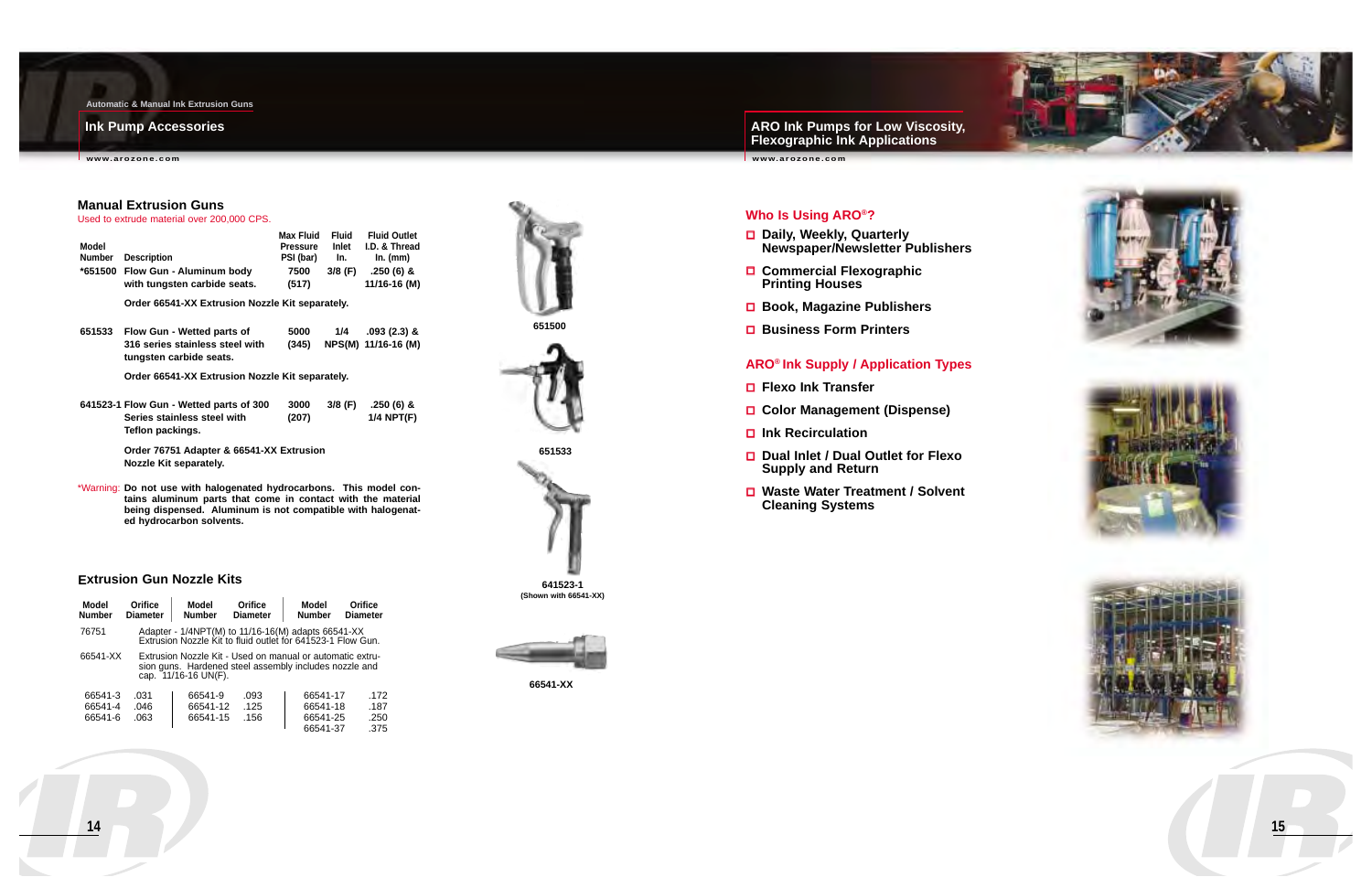Automatic & Manual Ink Extrusion Guns

## Ink Pump Accessories

### Manual Extrusion Guns

Used to extrude material over 200,000 CPS.

| Model Number | Description | Max Fluid Pressure PSI (bar) | Fluid Inlet In. | Fluid Outlet I.D. & Thread In. (mm) |
|---|---|---|---|---|
| *651500 | Flow Gun - Aluminum body with tungsten carbide seats. | 7500 (517) | 3/8 (F) | .250 (6) & 11/16-16 (M) |
| | Order 66541-XX Extrusion Nozzle Kit separately. | | | |
| 651533 | Flow Gun - Wetted parts of 316 series stainless steel with tungsten carbide seats. | 5000 (345) | 1/4 NPS(M) | .093 (2.3) & 11/16-16 (M) |
| | Order 66541-XX Extrusion Nozzle Kit separately. | | | |
| 641523-1 | Flow Gun - Wetted parts of 300 Series stainless steel with Teflon packings. | 3000 (207) | 3/8 (F) | .250 (6) & 1/4 NPT(F) |
| | Order 76751 Adapter & 66541-XX Extrusion Nozzle Kit separately. | | | |

*Warning: **Do not use with halogenated hydrocarbons. This model contains aluminum parts that come in contact with the material being dispensed. Aluminum is not compatible with halogenated hydrocarbon solvents.**

651500

651533

641523-1
(Shown with 66541-XX)

66541-XX

### Extrusion Gun Nozzle Kits

| Model Number | Orifice Diameter | Model Number | Orifice Diameter | Model Number | Orifice Diameter |
|---|---|---|---|---|---|
| 76751 | Adapter - 1/4NPT(M) to 11/16-16(M) adapts 66541-XX Extrusion Nozzle Kit to fluid outlet for 641523-1 Flow Gun. | | | | |
| 66541-XX | Extrusion Nozzle Kit - Used on manual or automatic extrusion guns. Hardened steel assembly includes nozzle and cap. 11/16-16 UN(F). | | | | |
| 66541-3 | .031 | 66541-9 | .093 | 66541-17 | .172 |
| 66541-4 | .046 | 66541-12 | .125 | 66541-18 | .187 |
| 66541-6 | .063 | 66541-15 | .156 | 66541-25 | .250 |
| | | | | 66541-37 | .375 |

## ARO Ink Pumps for Low Viscosity, Flexographic Ink Applications

### Who Is Using ARO®?

- Daily, Weekly, Quarterly Newspaper/Newsletter Publishers
- Commercial Flexographic Printing Houses
- Book, Magazine Publishers
- Business Form Printers

### ARO® Ink Supply / Application Types

- Flexo Ink Transfer
- Color Management (Dispense)
- Ink Recirculation
- Dual Inlet / Dual Outlet for Flexo Supply and Return
- Waste Water Treatment / Solvent Cleaning Systems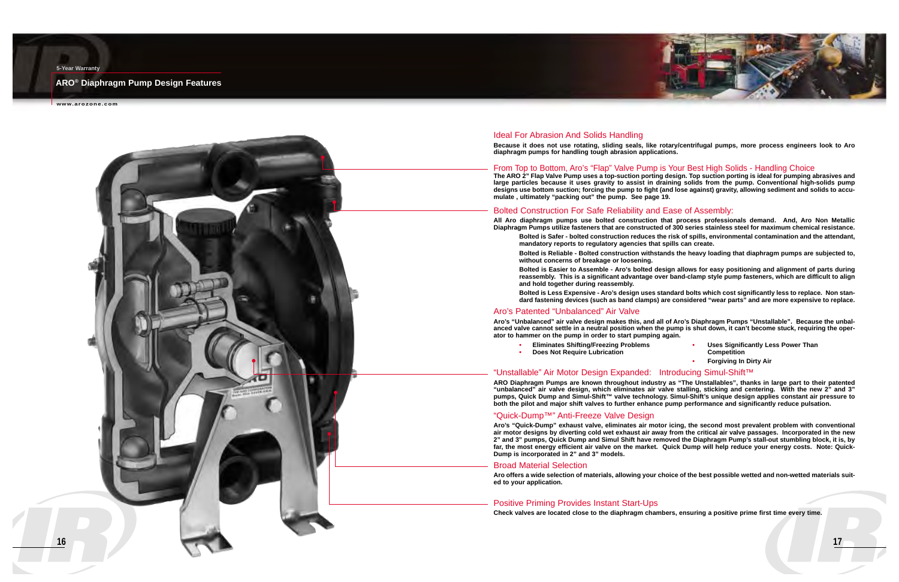## ARO® Diaphragm Pump Design Features

### Ideal For Abrasion And Solids Handling

**Because it does not use rotating, sliding seals, like rotary/centrifugal pumps, more process engineers look to Aro diaphragm pumps for handling tough abrasion applications.**

### From Top to Bottom, Aro's "Flap" Valve Pump is Your Best High Solids - Handling Choice

**The ARO 2" Flap Valve Pump uses a top-suction porting design. Top suction porting is ideal for pumping abrasives and large particles because it uses gravity to assist in draining solids from the pump. Conventional high-solids pump designs use bottom suction; forcing the pump to fight (and lose against) gravity, allowing sediment and solids to accumulate , ultimately "packing out" the pump. See page 19.**

### Bolted Construction For Safe Reliability and Ease of Assembly:

**All Aro diaphragm pumps use bolted construction that process professionals demand. And, Aro Non Metallic Diaphragm Pumps utilize fasteners that are constructed of 300 series stainless steel for maximum chemical resistance.**

**Bolted is Safer - bolted construction reduces the risk of spills, environmental contamination and the attendant, mandatory reports to regulatory agencies that spills can create.**

**Bolted is Reliable - Bolted construction withstands the heavy loading that diaphragm pumps are subjected to, without concerns of breakage or loosening.**

**Bolted is Easier to Assemble - Aro's bolted design allows for easy positioning and alignment of parts during reassembly. This is a significant advantage over band-clamp style pump fasteners, which are difficult to align and hold together during reassembly.**

**Bolted is Less Expensive - Aro's design uses standard bolts which cost significantly less to replace. Non standard fastening devices (such as band clamps) are considered "wear parts" and are more expensive to replace.**

### Aro's Patented "Unbalanced" Air Valve

**Aro's "Unbalanced" air valve design makes this, and all of Aro's Diaphragm Pumps "Unstallable". Because the unbalanced valve cannot settle in a neutral position when the pump is shut down, it can't become stuck, requiring the operator to hammer on the pump in order to start pumping again.**

- **Eliminates Shifting/Freezing Problems**
- **Does Not Require Lubrication**
- **Uses Significantly Less Power Than Competition**
- **Forgiving In Dirty Air**

### "Unstallable" Air Motor Design Expanded: Introducing Simul-Shift™

**ARO Diaphragm Pumps are known throughout industry as "The Unstallables", thanks in large part to their patented "unbalanced" air valve design, which eliminates air valve stalling, sticking and centering. With the new 2" and 3" pumps, Quick Dump and Simul-Shift™ valve technology. Simul-Shift's unique design applies constant air pressure to both the pilot and major shift valves to further enhance pump performance and significantly reduce pulsation.**

### "Quick-Dump™" Anti-Freeze Valve Design

**Aro's "Quick-Dump" exhaust valve, eliminates air motor icing, the second most prevalent problem with conventional air motor designs by diverting cold wet exhaust air away from the critical air valve passages. Incorporated in the new 2" and 3" pumps, Quick Dump and Simul Shift have removed the Diaphragm Pump's stall-out stumbling block, it is, by far, the most energy efficient air valve on the market. Quick Dump will help reduce your energy costs. Note: Quick-Dump is incorporated in 2" and 3" models.**

### Broad Material Selection

**Aro offers a wide selection of materials, allowing your choice of the best possible wetted and non-wetted materials suited to your application.**

### Positive Priming Provides Instant Start-Ups

**Check valves are located close to the diaphragm chambers, ensuring a positive prime first time every time.**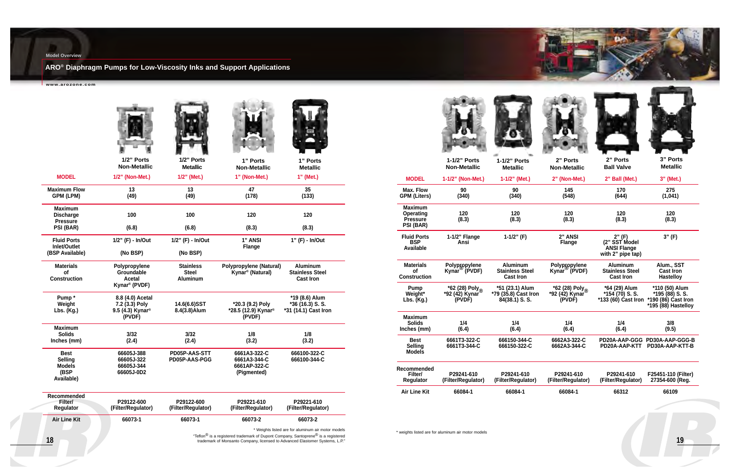Model Overview

# ARO® Diaphragm Pumps for Low-Viscosity Inks and Support Applications

www.arozone.com

| MODEL | 1/2" Ports Non-Metallic 1/2" (Non-Met.) | 1/2" Ports Metallic 1/2" (Met.) | 1" Ports Non-Metallic 1" (Non-Met.) | 1" Ports Metallic 1" (Met.) |
|---|---|---|---|---|
| Maximum Flow GPM (LPM) | 13 (49) | 13 (49) | 47 (178) | 35 (133) |
| Maximum Discharge Pressure PSI (BAR) | 100 (6.8) | 100 (6.8) | 120 (8.3) | 120 (8.3) |
| Fluid Ports Inlet/Outlet (BSP Available) | 1/2" (F) - In/Out (No BSP) | 1/2" (F) - In/Out (No BSP) | 1" ANSI Flange | 1" (F) - In/Out |
| Materials of Construction | Polypropylene Groundable Acetal Kynar® (PVDF) | Stainless Steel Aluminum | Polypropylene (Natural) Kynar® (Natural) | Aluminum Stainless Steel Cast Iron |
| Pump * Weight Lbs. (Kg.) | 8.8 (4.0) Acetal 7.2 (3.3) Poly 9.5 (4.3) Kynar® (PVDF) | 14.6(6.6)SST 8.4(3.8)Alum | *20.3 (9.2) Poly *28.5 (12.9) Kynar® (PVDF) | *19 (8.6) Alum *36 (16.3) S. S. *31 (14.1) Cast Iron |
| Maximum Solids Inches (mm) | 3/32 (2.4) | 3/32 (2.4) | 1/8 (3.2) | 1/8 (3.2) |
| Best Selling Models (BSP Available) | 66605J-388 66605J-322 66605J-344 66605J-0D2 | PD05P-AAS-STT PD05P-AAS-PGG | 6661A3-322-C 6661A3-344-C 6661AP-322-C (Pigmented) | 666100-322-C 666100-344-C |
| Recommended Filter/ Regulator | P29122-600 (Filter/Regulator) | P29122-600 (Filter/Regulator) | P29221-610 (Filter/Regulator) | P29221-610 (Filter/Regulator) |
| Air Line Kit | 66073-1 | 66073-1 | 66073-2 | 66073-2 |

\* Weights listed are for aluminum air motor models

"Teflon® is a registered trademark of Dupont Company. Santoprene® is a registered trademark of Monsanto Company, licensed to Advanced Elastomer Systems, L.P."

| MODEL | 1-1/2" Ports Non-Metallic 1-1/2" (Non-Met.) | 1-1/2" Ports Metallic 1-1/2" (Met.) | 2" Ports Non-Metallic 2" (Non-Met.) | 2" Ports Ball Valve 2" Ball (Met.) | 3" Ports Metallic 3" (Met.) |
|---|---|---|---|---|---|
| Max. Flow GPM (Liters) | 90 (340) | 90 (340) | 145 (548) | 170 (644) | 275 (1,041) |
| Maximum Operating Pressure PSI (BAR) | 120 (8.3) | 120 (8.3) | 120 (8.3) | 120 (8.3) | 120 (8.3) |
| Fluid Ports BSP Available | 1-1/2" Flange Ansi | 1-1/2" (F) | 2" ANSI Flange | 2" (F) (2" SST Model ANSI Flange with 2" pipe tap) | 3" (F) |
| Materials of Construction | Polypropylene Kynar® (PVDF) | Aluminum Stainless Steel Cast Iron | Polypropylene Kynar® (PVDF) | Aluminum Stainless Steel Cast Iron | Alum., SST Cast Iron Hastelloy |
| Pump Weight* Lbs. (Kg.) | *62 (28) Poly *92 (42) Kynar® (PVDF) | *51 (23.1) Alum *79 (35.8) Cast Iron 84(38.1) S. S. | *62 (28) Poly *92 (42) Kynar® (PVDF) | *64 (29) Alum *154 (70) S. S. *133 (60) Cast Iron | *110 (50) Alum *195 (88) S. S. *190 (86) Cast Iron *195 (88) Hastelloy |
| Maximum Solids Inches (mm) | 1/4 (6.4) | 1/4 (6.4) | 1/4 (6.4) | 1/4 (6.4) | 3/8 (9.5) |
| Best Selling Models | 6661T3-322-C 6661T3-344-C | 666150-344-C 666150-322-C | 6662A3-322-C 6662A3-344-C | PD20A-AAP-GGG PD20A-AAP-KTT | PD30A-AAP-GGG-B PD30A-AAP-KTT-B |
| Recommended Filter/ Regulator | P29241-610 (Filter/Regulator) | P29241-610 (Filter/Regulator) | P29241-610 (Filter/Regulator) | P29241-610 (Filter/Regulator) | F25451-110 (Filter) 27354-600 (Reg. |
| Air Line Kit | 66084-1 | 66084-1 | 66084-1 | 66312 | 66109 |

\* weights listed are for aluminum air motor models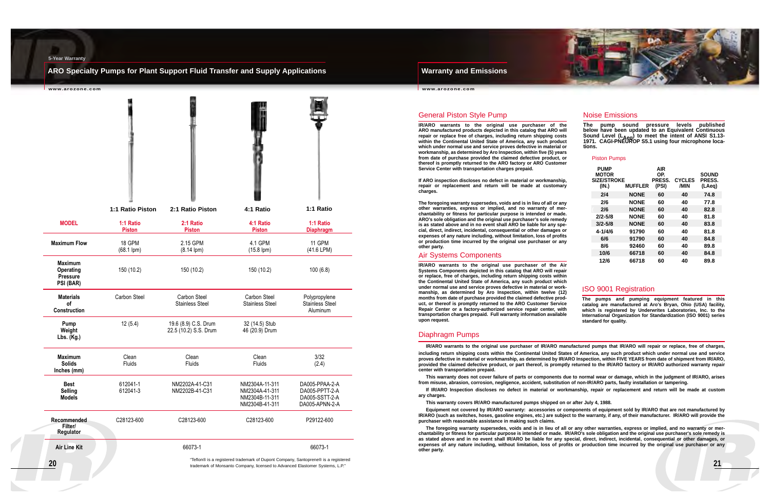5-Year Warranty

# ARO Specialty Pumps for Plant Support Fluid Transfer and Supply Applications

| | 1:1 Ratio Piston | 2:1 Ratio Piston | 4:1 Ratio | 1:1 Ratio |
|---|---|---|---|---|
| **MODEL** | 1:1 Ratio Piston | 2:1 Ratio Piston | 4:1 Ratio Piston | 1:1 Ratio Diaphragm |
| **Maximum Flow** | 18 GPM (68.1 lpm) | 2.15 GPM (8.14 lpm) | 4.1 GPM (15.8 lpm) | 11 GPM (41.6 LPM) |
| **Maximum Operating Pressure PSI (BAR)** | 150 (10.2) | 150 (10.2) | 150 (10.2) | 100 (6.8) |
| **Materials of Construction** | Carbon Steel | Carbon Steel Stainless Steel | Carbon Steel Stainless Steel | Polypropylene Stainless Steel Aluminum |
| **Pump Weight Lbs. (Kg.)** | 12 (5.4) | 19.6 (8.9) C.S. Drum 22.5 (10.2) S.S. Drum | 32 (14.5) Stub 46 (20.9) Drum | |
| **Maximum Solids Inches (mm)** | Clean Fluids | Clean Fluids | Clean Fluids | 3/32 (2.4) |
| **Best Selling Models** | 612041-1 612041-3 | NM2202A-41-C31 NM2202B-41-C31 | NM2304A-11-311 NM2304A-41-311 NM2304B-11-311 NM2304B-41-311 | DA005-PPAA-2-A DA005-PPTT-2-A DA005-SSTT-2-A DA005-APNN-2-A |
| **Recommended Filter/ Regulator** | C28123-600 | C28123-600 | C28123-600 | P29122-600 |
| **Air Line Kit** | | 66073-1 | | 66073-1 |

"Teflon® is a registered trademark of Dupont Company, Santoprene® is a registered trademark of Monsanto Company, licensed to Advanced Elastomer Systems, L.P."

# Warranty and Emissions

## General Piston Style Pump

**IR/ARO warrants to the original use purchaser of the ARO manufactured products depicted in this catalog that ARO will repair or replace free of charges, including return shipping costs within the Continental United State of America, any such product which under normal use and service proves defective in material or workmanship, as determined by Aro Inspection, within five (5) years from date of purchase provided the claimed defective product, or thereof is promptly returned to the ARO factory or ARO Customer Service Center with transportation charges prepaid.**

**If ARO inspection discloses no defect in material or workmanship, repair or replacement and return will be made at customary charges.**

**The foregoing warranty supersedes, voids and is in lieu of all or any other warranties, express or implied, and no warranty of merchantability or fitness for particular purpose is intended or made. ARO's sole obligation and the original use purchaser's sole remedy is as stated above and in no event shall ARO be liable for any special, direct, indirect, incidental, consequential or other damages or expenses of any nature including, without limitation, loss of profits or production time incurred by the original use purchaser or any other party.**

## Air Systems Components

**IR/ARO warrants to the original use purchaser of the Air Systems Components depicted in this catalog that ARO will repair or replace, free of charges, including return shipping costs within the Continental United State of America, any such product which under normal use and service proves defective in material or workmanship, as determined by Aro Inspection, within twelve (12) months from date of purchase provided the claimed defective product, or thereof is promptly returned to the ARO Customer Service Repair Center or a factory-authorized service repair center, with transportation charges prepaid. Full warranty information available upon request.**

## Noise Emissions

**The pump sound pressure levels published below have been updated to an Equivalent Continuous Sound Level ($L_{Aeq}$) to meet the intent of ANSI S1.13-1971. CAGI-PNEUROP S5.1 using four microphone locations.**

### Piston Pumps

| PUMP MOTOR SIZE/STROKE (IN.) | MUFFLER | AIR OP. PRESS. (PSI) | CYCLES /MIN | SOUND PRESS. (LAeq) |
|---|---|---|---|---|
| 2/4 | NONE | 60 | 40 | 74.8 |
| 2/6 | NONE | 60 | 40 | 77.8 |
| 2/6 | NONE | 60 | 40 | 82.8 |
| 2/2-5/8 | NONE | 60 | 40 | 81.8 |
| 3/2-5/8 | NONE | 60 | 40 | 83.8 |
| 4-1/4/6 | 91790 | 60 | 40 | 81.8 |
| 6/6 | 91790 | 60 | 40 | 84.8 |
| 8/6 | 92460 | 60 | 40 | 89.8 |
| 10/6 | 66718 | 60 | 40 | 84.8 |
| 12/6 | 66718 | 60 | 40 | 89.8 |

## ISO 9001 Registration

**The pumps and pumping equipment featured in this catalog are manufactured at Aro's Bryan, Ohio (USA) facility, which is registered by Underwriters Laboratories, Inc. to the International Organization for Standardization (ISO 9001) series standard for quality.**

## Diaphragm Pumps

**IR/ARO warrants to the original use purchaser of IR/ARO manufactured pumps that IR/ARO will repair or replace, free of charges, including return shipping costs within the Continental United States of America, any such product which under normal use and service proves defective in material or workmanship, as determined by IR/ARO Inspection, within FIVE YEARS from date of shipment from IR/ARO, provided the claimed defective product, or part thereof, is promptly returned to the IR/ARO factory or IR/ARO authorized warranty repair center with transportation prepaid.**

**This warranty does not cover failure of parts or components due to normal wear or damage, which in the judgment of IR/ARO, arises from misuse, abrasion, corrosion, negligence, accident, substitution of non-IR/ARO parts, faulty installation or tampering.**

**If IR/ARO Inspection discloses no defect in material or workmanship, repair or replacement and return will be made at customary charges.**

**This warranty covers IR/ARO manufactured pumps shipped on or after July 4, 1988.**

**Equipment not covered by IR/ARO warranty: accessories or components of equipment sold by IR/ARO that are not manufactured by IR/ARO (such as switches, hoses, gasoline engines, etc.) are subject to the warranty, if any, of their manufacturer. IR/ARO will provide the purchaser with reasonable assistance in making such claims.**

**The foregoing warranty supersedes, voids and is in lieu of all or any other warranties, express or implied, and no warranty or merchantability or fitness for particular purpose is intended or made. IR/ARO's sole obligation and the original use purchaser's sole remedy is as stated above and in no event shall IR/ARO be liable for any special, direct, indirect, incidental, consequential, or other damages, or expenses of any nature including, without limitation, loss of profits or production time incurred by the original use purchaser or any other party.**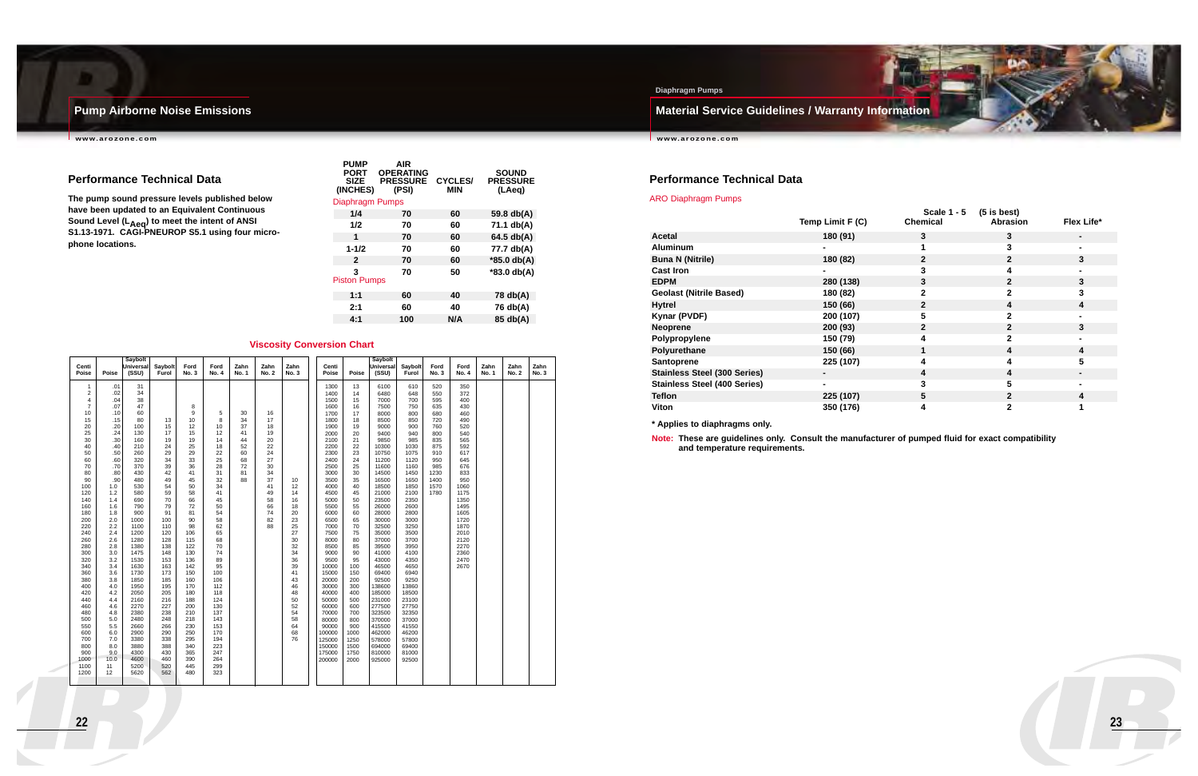## Pump Airborne Noise Emissions

### Performance Technical Data

**The pump sound pressure levels published below have been updated to an Equivalent Continuous Sound Level ($L_{Aeq}$) to meet the intent of ANSI S1.13-1971. CAGI-PNEUROP S5.1 using four micro-phone locations.**

| PUMP PORT SIZE (INCHES) | AIR OPERATING PRESSURE (PSI) | CYCLES/ MIN | SOUND PRESSURE (LAeq) |
|---|---|---|---|
| Diaphragm Pumps | | | |
| 1/4 | 70 | 60 | 59.8 db(A) |
| 1/2 | 70 | 60 | 71.1 db(A) |
| 1 | 70 | 60 | 64.5 db(A) |
| 1-1/2 | 70 | 60 | 77.7 db(A) |
| 2 | 70 | 60 | *85.0 db(A) |
| 3 | 70 | 50 | *83.0 db(A) |
| Piston Pumps | | | |
| 1:1 | 60 | 40 | 78 db(A) |
| 2:1 | 60 | 40 | 76 db(A) |
| 4:1 | 100 | N/A | 85 db(A) |

### Viscosity Conversion Chart

| Centi Poise | Poise | Saybolt Universal (SSU) | Saybolt Furol | Ford No. 3 | Ford No. 4 | Zahn No. 1 | Zahn No. 2 | Zahn No. 3 |
|---|---|---|---|---|---|---|---|---|
| 1 | .01 | 31 | | | | | | |
| 2 | .02 | 34 | | | | | | |
| 4 | .04 | 38 | | | | | | |
| 7 | .07 | 47 | | 8 | | | | |
| 10 | .10 | 60 | | 9 | 5 | 30 | 16 | |
| 15 | .15 | 80 | 13 | 10 | 8 | 34 | 17 | |
| 20 | .20 | 100 | 15 | 12 | 10 | 37 | 18 | |
| 25 | .24 | 130 | 17 | 15 | 12 | 41 | 19 | |
| 30 | .30 | 160 | 19 | 19 | 14 | 44 | 20 | |
| 40 | .40 | 210 | 24 | 25 | 18 | 52 | 22 | |
| 50 | .50 | 260 | 29 | 29 | 22 | 60 | 24 | |
| 60 | .60 | 320 | 34 | 33 | 25 | 68 | 27 | |
| 70 | .70 | 370 | 39 | 36 | 28 | 72 | 30 | |
| 80 | .80 | 430 | 42 | 41 | 31 | 81 | 34 | |
| 90 | .90 | 480 | 49 | 45 | 32 | 88 | 37 | 10 |
| 100 | 1.0 | 530 | 54 | 50 | 34 | | 41 | 12 |
| 120 | 1.2 | 580 | 59 | 58 | 41 | | 49 | 14 |
| 140 | 1.4 | 690 | 70 | 66 | 45 | | 58 | 16 |
| 160 | 1.6 | 790 | 79 | 72 | 50 | | 66 | 18 |
| 180 | 1.8 | 900 | 91 | 81 | 54 | | 74 | 20 |
| 200 | 2.0 | 1000 | 100 | 90 | 58 | | 82 | 23 |
| 220 | 2.2 | 1100 | 110 | 98 | 62 | | 88 | 25 |
| 240 | 2.4 | 1200 | 120 | 106 | 65 | | | 27 |
| 260 | 2.6 | 1280 | 128 | 115 | 68 | | | 30 |
| 280 | 2.8 | 1380 | 138 | 122 | 70 | | | 32 |
| 300 | 3.0 | 1475 | 148 | 130 | 74 | | | 34 |
| 320 | 3.2 | 1530 | 153 | 136 | 89 | | | 36 |
| 340 | 3.4 | 1630 | 163 | 142 | 95 | | | 39 |
| 360 | 3.6 | 1730 | 173 | 150 | 100 | | | 41 |
| 380 | 3.8 | 1850 | 185 | 160 | 106 | | | 43 |
| 400 | 4.0 | 1950 | 195 | 170 | 112 | | | 46 |
| 420 | 4.2 | 2050 | 205 | 180 | 118 | | | 48 |
| 440 | 4.4 | 2160 | 216 | 188 | 124 | | | 50 |
| 460 | 4.6 | 2270 | 227 | 200 | 130 | | | 52 |
| 480 | 4.8 | 2380 | 238 | 210 | 137 | | | 54 |
| 500 | 5.0 | 2480 | 248 | 218 | 143 | | | 58 |
| 550 | 5.5 | 2660 | 266 | 230 | 153 | | | 64 |
| 600 | 6.0 | 2900 | 290 | 250 | 170 | | | 68 |
| 700 | 7.0 | 3380 | 338 | 295 | 194 | | | 76 |
| 800 | 8.0 | 3880 | 388 | 340 | 223 | | | |
| 900 | 9.0 | 4300 | 430 | 365 | 247 | | | |
| 1000 | 10.0 | 4600 | 460 | 390 | 264 | | | |
| 1100 | 11 | 5200 | 520 | 445 | 299 | | | |
| 1200 | 12 | 5620 | 562 | 480 | 323 | | | |
| 1300 | 13 | 6100 | 610 | 520 | 350 | | | |
| 1400 | 14 | 6480 | 648 | 550 | 372 | | | |
| 1500 | 15 | 7000 | 700 | 595 | 400 | | | |
| 1600 | 16 | 7500 | 750 | 635 | 430 | | | |
| 1700 | 17 | 8000 | 800 | 680 | 460 | | | |
| 1800 | 18 | 8500 | 850 | 720 | 490 | | | |
| 1900 | 19 | 9000 | 900 | 760 | 520 | | | |
| 2000 | 20 | 9400 | 940 | 800 | 540 | | | |
| 2100 | 21 | 9850 | 985 | 835 | 565 | | | |
| 2200 | 22 | 10300 | 1030 | 875 | 592 | | | |
| 2300 | 23 | 10750 | 1075 | 910 | 617 | | | |
| 2400 | 24 | 11200 | 1120 | 950 | 645 | | | |
| 2500 | 25 | 11600 | 1160 | 985 | 676 | | | |
| 3000 | 30 | 14500 | 1450 | 1230 | 833 | | | |
| 3500 | 35 | 16500 | 1650 | 1400 | 950 | | | |
| 4000 | 40 | 18500 | 1850 | 1570 | 1060 | | | |
| 4500 | 45 | 21000 | 2100 | 1780 | 1175 | | | |
| 5000 | 50 | 23500 | 2350 | | 1350 | | | |
| 5500 | 55 | 26000 | 2600 | | 1495 | | | |
| 6000 | 60 | 28000 | 2800 | | 1605 | | | |
| 6500 | 65 | 30000 | 3000 | | 1720 | | | |
| 7000 | 70 | 32500 | 3250 | | 1870 | | | |
| 7500 | 75 | 35000 | 3500 | | 2010 | | | |
| 8000 | 80 | 37000 | 3700 | | 2120 | | | |
| 8500 | 85 | 39500 | 3950 | | 2270 | | | |
| 9000 | 90 | 41000 | 4100 | | 2360 | | | |
| 9500 | 95 | 43000 | 4350 | | 2470 | | | |
| 10000 | 100 | 46500 | 4650 | | 2670 | | | |
| 15000 | 150 | 69400 | 6940 | | | | | |
| 20000 | 200 | 92500 | 9250 | | | | | |
| 30000 | 300 | 138600 | 13860 | | | | | |
| 40000 | 400 | 185000 | 18500 | | | | | |
| 50000 | 500 | 231000 | 23100 | | | | | |
| 60000 | 600 | 277500 | 27750 | | | | | |
| 70000 | 700 | 323500 | 32350 | | | | | |
| 80000 | 800 | 370000 | 37000 | | | | | |
| 90000 | 900 | 415500 | 41550 | | | | | |
| 100000 | 1000 | 462000 | 46200 | | | | | |
| 125000 | 1250 | 578000 | 57800 | | | | | |
| 150000 | 1500 | 694000 | 69400 | | | | | |
| 175000 | 1750 | 810000 | 81000 | | | | | |
| 200000 | 2000 | 925000 | 92500 | | | | | |

## Diaphragm Pumps

## Material Service Guidelines / Warranty Information

### Performance Technical Data

ARO Diaphragm Pumps

| | Temp Limit F (C) | Scale 1 - 5 Chemical | (5 is best) Abrasion | Flex Life* |
|---|---|---|---|---|
| **Acetal** | 180 (91) | 3 | 3 | - |
| **Aluminum** | - | 1 | 3 | - |
| **Buna N (Nitrile)** | 180 (82) | 2 | 2 | 3 |
| **Cast Iron** | - | 3 | 4 | - |
| **EDPM** | 280 (138) | 3 | 2 | 3 |
| **Geolast (Nitrile Based)** | 180 (82) | 2 | 2 | 3 |
| **Hytrel** | 150 (66) | 2 | 4 | 4 |
| **Kynar (PVDF)** | 200 (107) | 5 | 2 | - |
| **Neoprene** | 200 (93) | 2 | 2 | 3 |
| **Polypropylene** | 150 (79) | 4 | 2 | - |
| **Polyurethane** | 150 (66) | 1 | 4 | 4 |
| **Santoprene** | 225 (107) | 4 | 4 | 5 |
| **Stainless Steel (300 Series)** | - | 4 | 4 | - |
| **Stainless Steel (400 Series)** | - | 3 | 5 | - |
| **Teflon** | 225 (107) | 5 | 2 | 4 |
| **Viton** | 350 (176) | 4 | 2 | 1 |

**\* Applies to diaphragms only.**

**Note: These are guidelines only. Consult the manufacturer of pumped fluid for exact compatibility and temperature requirements.**